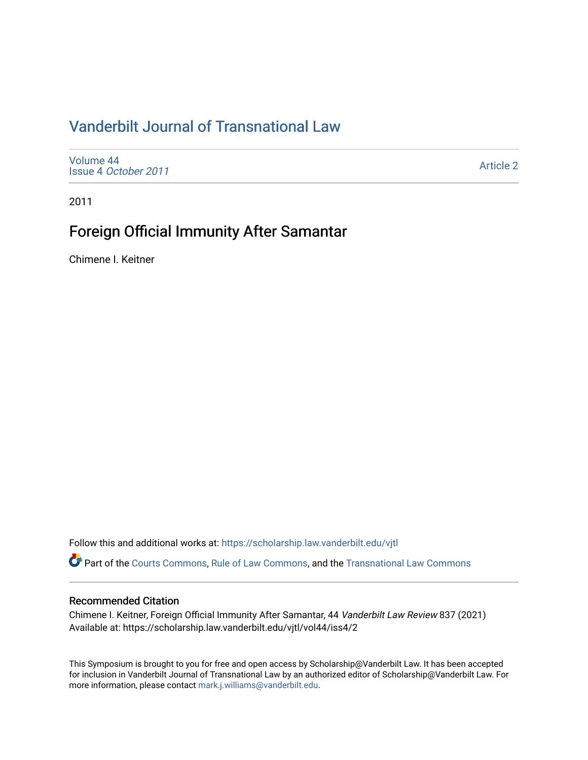# Vanderbilt Journal of Transnational Law

Volume 44
Issue 4 *October 2011*

Article 2

2011

## Foreign Official Immunity After Samantar

Chimene I. Keitner

Follow this and additional works at: https://scholarship.law.vanderbilt.edu/vjtl

Part of the Courts Commons, Rule of Law Commons, and the Transnational Law Commons

### Recommended Citation

Chimene I. Keitner, Foreign Official Immunity After Samantar, 44 *Vanderbilt Law Review* 837 (2021)
Available at: https://scholarship.law.vanderbilt.edu/vjtl/vol44/iss4/2

This Symposium is brought to you for free and open access by Scholarship@Vanderbilt Law. It has been accepted for inclusion in Vanderbilt Journal of Transnational Law by an authorized editor of Scholarship@Vanderbilt Law. For more information, please contact mark.j.williams@vanderbilt.edu.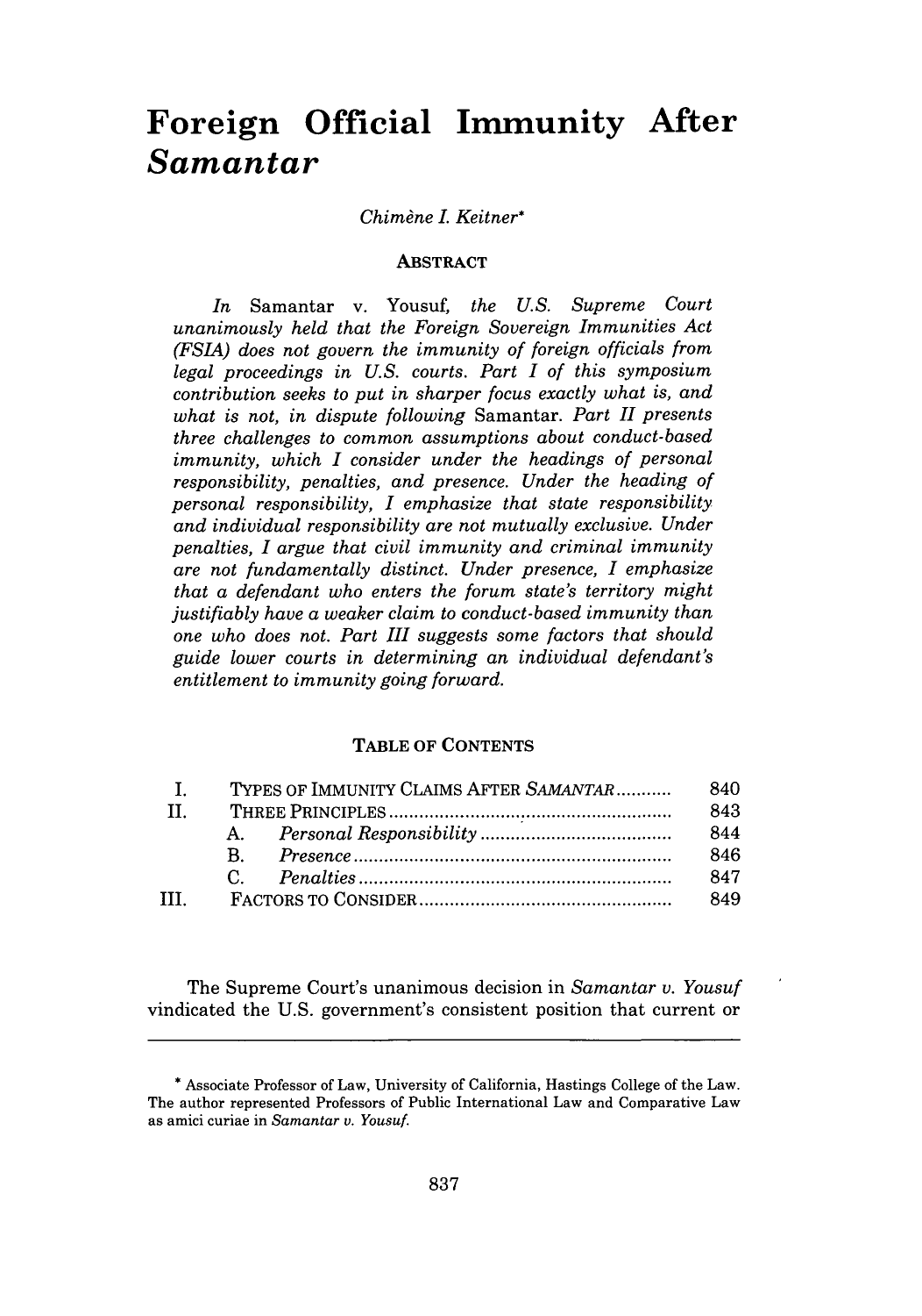# Foreign Official Immunity After *Samantar*

*Chimène I. Keitner**

**ABSTRACT**

*In* Samantar v. Yousuf, *the U.S. Supreme Court unanimously held that the Foreign Sovereign Immunities Act (FSIA) does not govern the immunity of foreign officials from legal proceedings in U.S. courts. Part I of this symposium contribution seeks to put in sharper focus exactly what is, and what is not, in dispute following* Samantar. *Part II presents three challenges to common assumptions about conduct-based immunity, which I consider under the headings of personal responsibility, penalties, and presence. Under the heading of personal responsibility, I emphasize that state responsibility and individual responsibility are not mutually exclusive. Under penalties, I argue that civil immunity and criminal immunity are not fundamentally distinct. Under presence, I emphasize that a defendant who enters the forum state's territory might justifiably have a weaker claim to conduct-based immunity than one who does not. Part III suggests some factors that should guide lower courts in determining an individual defendant's entitlement to immunity going forward.*

**TABLE OF CONTENTS**

| | | |
|---|---|---|
| I. | TYPES OF IMMUNITY CLAIMS AFTER *SAMANTAR* | 840 |
| II. | THREE PRINCIPLES | 843 |
| | A. *Personal Responsibility* | 844 |
| | B. *Presence* | 846 |
| | C. *Penalties* | 847 |
| III. | FACTORS TO CONSIDER | 849 |

The Supreme Court's unanimous decision in *Samantar v. Yousuf* vindicated the U.S. government's consistent position that current or

---

\* Associate Professor of Law, University of California, Hastings College of the Law. The author represented Professors of Public International Law and Comparative Law as amici curiae in *Samantar v. Yousuf*.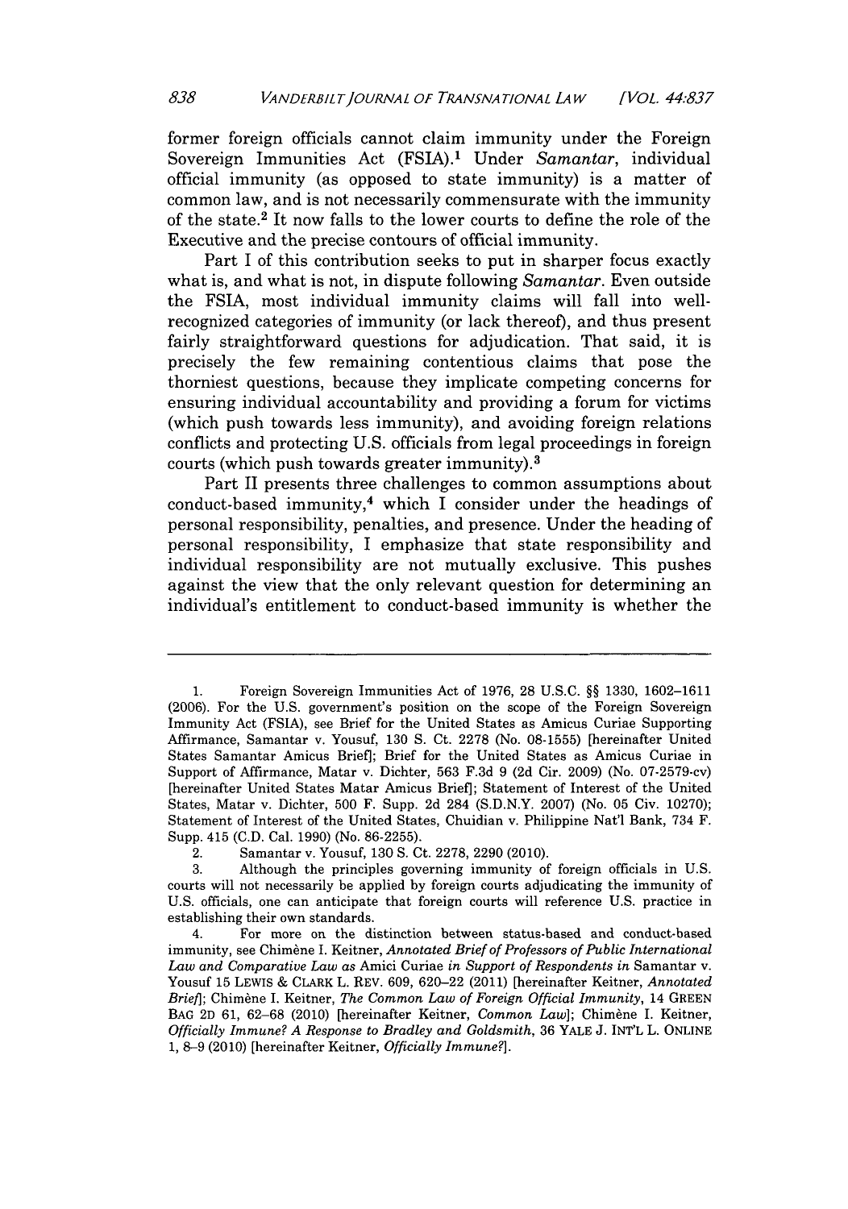former foreign officials cannot claim immunity under the Foreign Sovereign Immunities Act (FSIA).[1] Under *Samantar*, individual official immunity (as opposed to state immunity) is a matter of common law, and is not necessarily commensurate with the immunity of the state.[2] It now falls to the lower courts to define the role of the Executive and the precise contours of official immunity.

Part I of this contribution seeks to put in sharper focus exactly what is, and what is not, in dispute following *Samantar*. Even outside the FSIA, most individual immunity claims will fall into well-recognized categories of immunity (or lack thereof), and thus present fairly straightforward questions for adjudication. That said, it is precisely the few remaining contentious claims that pose the thorniest questions, because they implicate competing concerns for ensuring individual accountability and providing a forum for victims (which push towards less immunity), and avoiding foreign relations conflicts and protecting U.S. officials from legal proceedings in foreign courts (which push towards greater immunity).[3]

Part II presents three challenges to common assumptions about conduct-based immunity,[4] which I consider under the headings of personal responsibility, penalties, and presence. Under the heading of personal responsibility, I emphasize that state responsibility and individual responsibility are not mutually exclusive. This pushes against the view that the only relevant question for determining an individual's entitlement to conduct-based immunity is whether the

---

1. Foreign Sovereign Immunities Act of 1976, 28 U.S.C. §§ 1330, 1602–1611 (2006). For the U.S. government's position on the scope of the Foreign Sovereign Immunity Act (FSIA), see Brief for the United States as Amicus Curiae Supporting Affirmance, Samantar v. Yousuf, 130 S. Ct. 2278 (No. 08-1555) [hereinafter United States Samantar Amicus Brief]; Brief for the United States as Amicus Curiae in Support of Affirmance, Matar v. Dichter, 563 F.3d 9 (2d Cir. 2009) (No. 07-2579-cv) [hereinafter United States Matar Amicus Brief]; Statement of Interest of the United States, Matar v. Dichter, 500 F. Supp. 2d 284 (S.D.N.Y. 2007) (No. 05 Civ. 10270); Statement of Interest of the United States, Chuidian v. Philippine Nat'l Bank, 734 F. Supp. 415 (C.D. Cal. 1990) (No. 86-2255).

2. Samantar v. Yousuf, 130 S. Ct. 2278, 2290 (2010).

3. Although the principles governing immunity of foreign officials in U.S. courts will not necessarily be applied by foreign courts adjudicating the immunity of U.S. officials, one can anticipate that foreign courts will reference U.S. practice in establishing their own standards.

4. For more on the distinction between status-based and conduct-based immunity, see Chimène I. Keitner, *Annotated Brief of Professors of Public International Law and Comparative Law as* Amici Curiae *in Support of Respondents in* Samantar v. Yousuf 15 LEWIS & CLARK L. REV. 609, 620–22 (2011) [hereinafter Keitner, *Annotated Brief*]; Chimène I. Keitner, *The Common Law of Foreign Official Immunity*, 14 GREEN BAG 2D 61, 62–68 (2010) [hereinafter Keitner, *Common Law*]; Chimène I. Keitner, *Officially Immune? A Response to Bradley and Goldsmith*, 36 YALE J. INT'L L. ONLINE 1, 8–9 (2010) [hereinafter Keitner, *Officially Immune?*].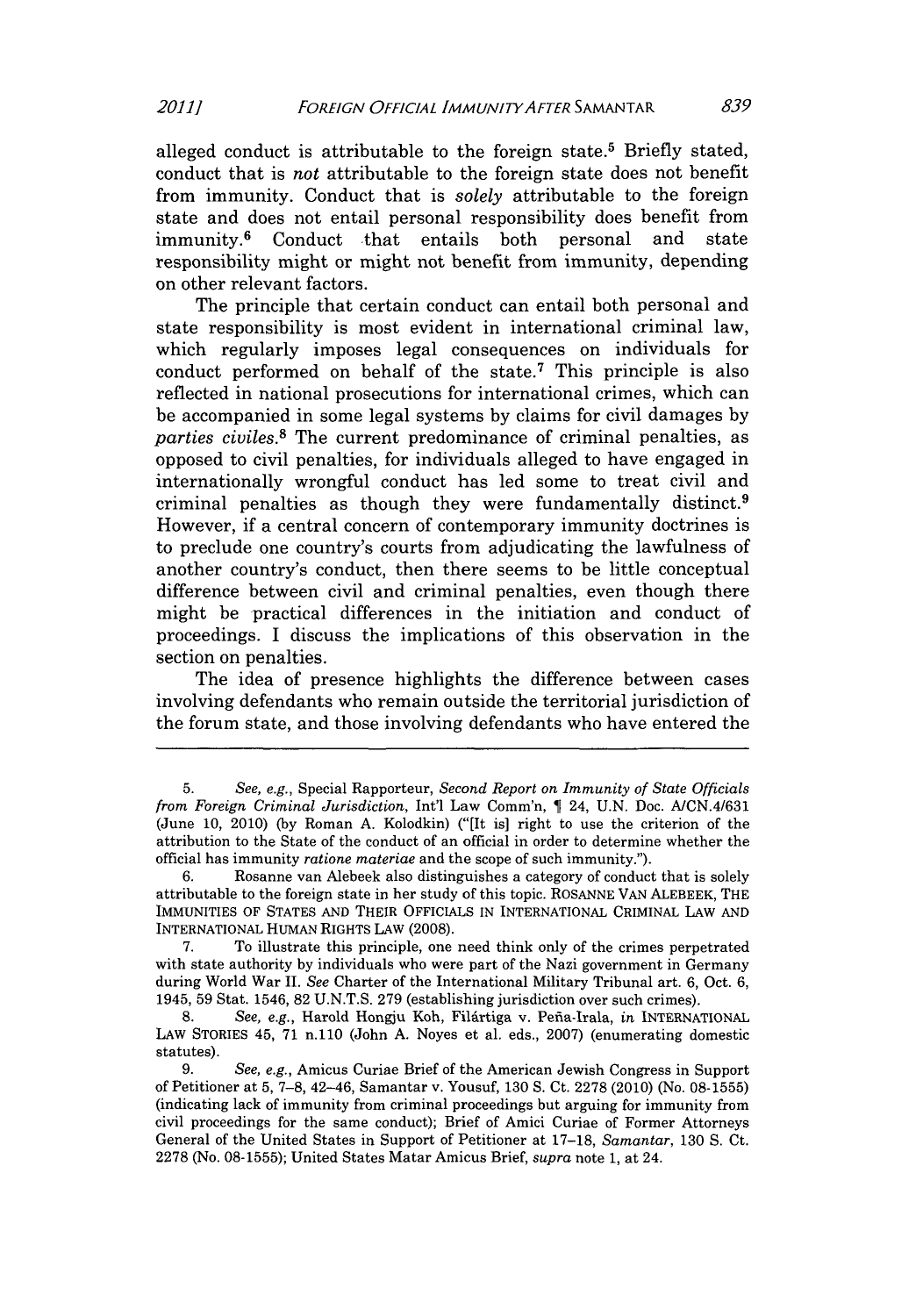alleged conduct is attributable to the foreign state.[5] Briefly stated, conduct that is *not* attributable to the foreign state does not benefit from immunity. Conduct that is *solely* attributable to the foreign state and does not entail personal responsibility does benefit from immunity.[6] Conduct that entails both personal and state responsibility might or might not benefit from immunity, depending on other relevant factors.

The principle that certain conduct can entail both personal and state responsibility is most evident in international criminal law, which regularly imposes legal consequences on individuals for conduct performed on behalf of the state.[7] This principle is also reflected in national prosecutions for international crimes, which can be accompanied in some legal systems by claims for civil damages by *parties civiles*.[8] The current predominance of criminal penalties, as opposed to civil penalties, for individuals alleged to have engaged in internationally wrongful conduct has led some to treat civil and criminal penalties as though they were fundamentally distinct.[9] However, if a central concern of contemporary immunity doctrines is to preclude one country's courts from adjudicating the lawfulness of another country's conduct, then there seems to be little conceptual difference between civil and criminal penalties, even though there might be practical differences in the initiation and conduct of proceedings. I discuss the implications of this observation in the section on penalties.

The idea of presence highlights the difference between cases involving defendants who remain outside the territorial jurisdiction of the forum state, and those involving defendants who have entered the

---

5. *See, e.g.*, Special Rapporteur, *Second Report on Immunity of State Officials from Foreign Criminal Jurisdiction*, Int'l Law Comm'n, ¶ 24, U.N. Doc. A/CN.4/631 (June 10, 2010) (by Roman A. Kolodkin) ("[It is] right to use the criterion of the attribution to the State of the conduct of an official in order to determine whether the official has immunity *ratione materiae* and the scope of such immunity.").

6. Rosanne van Alebeek also distinguishes a category of conduct that is solely attributable to the foreign state in her study of this topic. ROSANNE VAN ALEBEEK, THE IMMUNITIES OF STATES AND THEIR OFFICIALS IN INTERNATIONAL CRIMINAL LAW AND INTERNATIONAL HUMAN RIGHTS LAW (2008).

7. To illustrate this principle, one need think only of the crimes perpetrated with state authority by individuals who were part of the Nazi government in Germany during World War II. *See* Charter of the International Military Tribunal art. 6, Oct. 6, 1945, 59 Stat. 1546, 82 U.N.T.S. 279 (establishing jurisdiction over such crimes).

8. *See, e.g.*, Harold Hongju Koh, Filártiga v. Peña-Irala, *in* INTERNATIONAL LAW STORIES 45, 71 n.110 (John A. Noyes et al. eds., 2007) (enumerating domestic statutes).

9. *See, e.g.*, Amicus Curiae Brief of the American Jewish Congress in Support of Petitioner at 5, 7–8, 42–46, Samantar v. Yousuf, 130 S. Ct. 2278 (2010) (No. 08-1555) (indicating lack of immunity from criminal proceedings but arguing for immunity from civil proceedings for the same conduct); Brief of Amici Curiae of Former Attorneys General of the United States in Support of Petitioner at 17–18, *Samantar*, 130 S. Ct. 2278 (No. 08-1555); United States Matar Amicus Brief, *supra* note 1, at 24.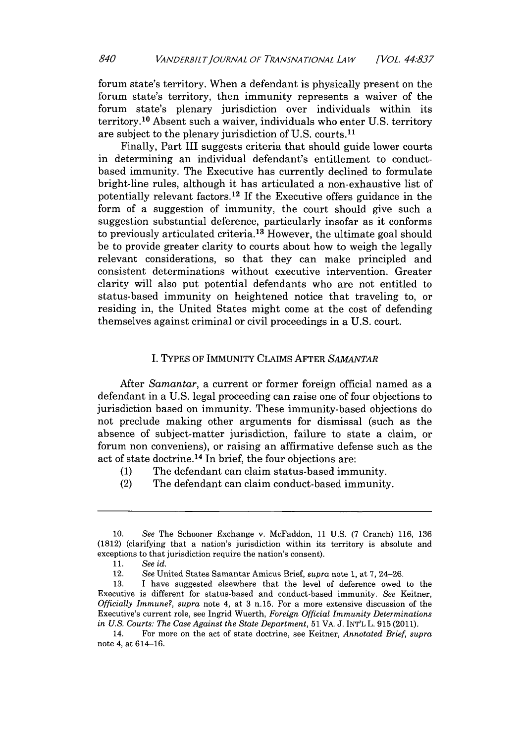forum state's territory. When a defendant is physically present on the forum state's territory, then immunity represents a waiver of the forum state's plenary jurisdiction over individuals within its territory.[10] Absent such a waiver, individuals who enter U.S. territory are subject to the plenary jurisdiction of U.S. courts.[11]

Finally, Part III suggests criteria that should guide lower courts in determining an individual defendant's entitlement to conduct-based immunity. The Executive has currently declined to formulate bright-line rules, although it has articulated a non-exhaustive list of potentially relevant factors.[12] If the Executive offers guidance in the form of a suggestion of immunity, the court should give such a suggestion substantial deference, particularly insofar as it conforms to previously articulated criteria.[13] However, the ultimate goal should be to provide greater clarity to courts about how to weigh the legally relevant considerations, so that they can make principled and consistent determinations without executive intervention. Greater clarity will also put potential defendants who are not entitled to status-based immunity on heightened notice that traveling to, or residing in, the United States might come at the cost of defending themselves against criminal or civil proceedings in a U.S. court.

## I. TYPES OF IMMUNITY CLAIMS AFTER *SAMANTAR*

After *Samantar*, a current or former foreign official named as a defendant in a U.S. legal proceeding can raise one of four objections to jurisdiction based on immunity. These immunity-based objections do not preclude making other arguments for dismissal (such as the absence of subject-matter jurisdiction, failure to state a claim, or forum non conveniens), or raising an affirmative defense such as the act of state doctrine.[14] In brief, the four objections are:

(1) The defendant can claim status-based immunity.
(2) The defendant can claim conduct-based immunity.

---

10. *See* The Schooner Exchange v. McFaddon, 11 U.S. (7 Cranch) 116, 136 (1812) (clarifying that a nation's jurisdiction within its territory is absolute and exceptions to that jurisdiction require the nation's consent).

11. *See id.*

12. *See* United States Samantar Amicus Brief, *supra* note 1, at 7, 24–26.

13. I have suggested elsewhere that the level of deference owed to the Executive is different for status-based and conduct-based immunity. *See* Keitner, *Officially Immune?*, *supra* note 4, at 3 n.15. For a more extensive discussion of the Executive's current role, see Ingrid Wuerth, *Foreign Official Immunity Determinations in U.S. Courts: The Case Against the State Department*, 51 VA. J. INT'L L. 915 (2011).

14. For more on the act of state doctrine, see Keitner, *Annotated Brief*, *supra* note 4, at 614–16.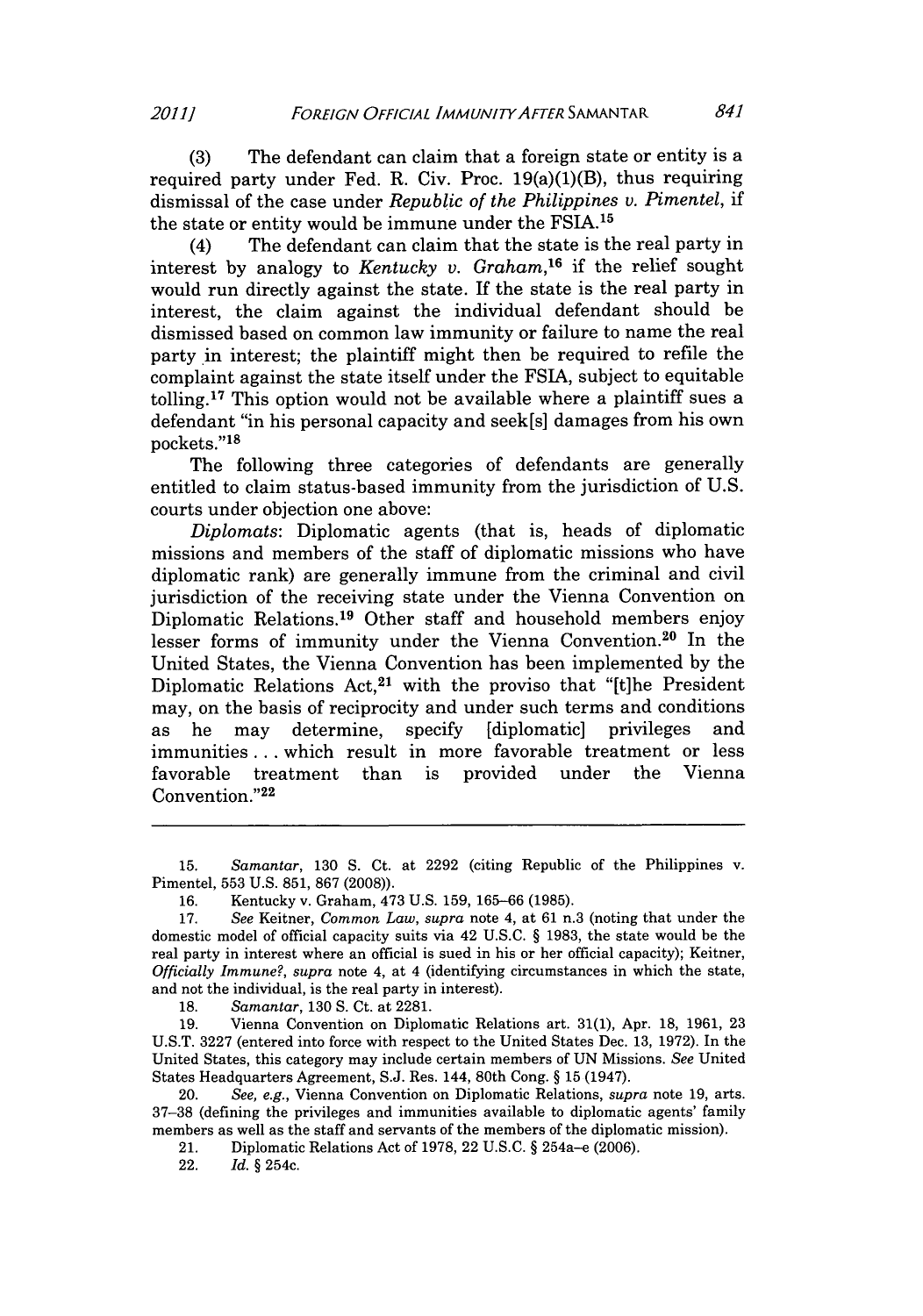(3) The defendant can claim that a foreign state or entity is a required party under Fed. R. Civ. Proc. 19(a)(1)(B), thus requiring dismissal of the case under *Republic of the Philippines v. Pimentel*, if the state or entity would be immune under the FSIA.[15]

(4) The defendant can claim that the state is the real party in interest by analogy to *Kentucky v. Graham*,[16] if the relief sought would run directly against the state. If the state is the real party in interest, the claim against the individual defendant should be dismissed based on common law immunity or failure to name the real party in interest; the plaintiff might then be required to refile the complaint against the state itself under the FSIA, subject to equitable tolling.[17] This option would not be available where a plaintiff sues a defendant "in his personal capacity and seek[s] damages from his own pockets."[18]

The following three categories of defendants are generally entitled to claim status-based immunity from the jurisdiction of U.S. courts under objection one above:

*Diplomats*: Diplomatic agents (that is, heads of diplomatic missions and members of the staff of diplomatic missions who have diplomatic rank) are generally immune from the criminal and civil jurisdiction of the receiving state under the Vienna Convention on Diplomatic Relations.[19] Other staff and household members enjoy lesser forms of immunity under the Vienna Convention.[20] In the United States, the Vienna Convention has been implemented by the Diplomatic Relations Act,[21] with the proviso that "[t]he President may, on the basis of reciprocity and under such terms and conditions as he may determine, specify [diplomatic] privileges and immunities . . . which result in more favorable treatment or less favorable treatment than is provided under the Vienna Convention."[22]

---

15. *Samantar*, 130 S. Ct. at 2292 (citing Republic of the Philippines v. Pimentel, 553 U.S. 851, 867 (2008)).

16. Kentucky v. Graham, 473 U.S. 159, 165–66 (1985).

17. *See* Keitner, *Common Law*, *supra* note 4, at 61 n.3 (noting that under the domestic model of official capacity suits via 42 U.S.C. § 1983, the state would be the real party in interest where an official is sued in his or her official capacity); Keitner, *Officially Immune?*, *supra* note 4, at 4 (identifying circumstances in which the state, and not the individual, is the real party in interest).

18. *Samantar*, 130 S. Ct. at 2281.

19. Vienna Convention on Diplomatic Relations art. 31(1), Apr. 18, 1961, 23 U.S.T. 3227 (entered into force with respect to the United States Dec. 13, 1972). In the United States, this category may include certain members of UN Missions. *See* United States Headquarters Agreement, S.J. Res. 144, 80th Cong. § 15 (1947).

20. *See, e.g.*, Vienna Convention on Diplomatic Relations, *supra* note 19, arts. 37–38 (defining the privileges and immunities available to diplomatic agents' family members as well as the staff and servants of the members of the diplomatic mission).

21. Diplomatic Relations Act of 1978, 22 U.S.C. § 254a–e (2006).

22. *Id.* § 254c.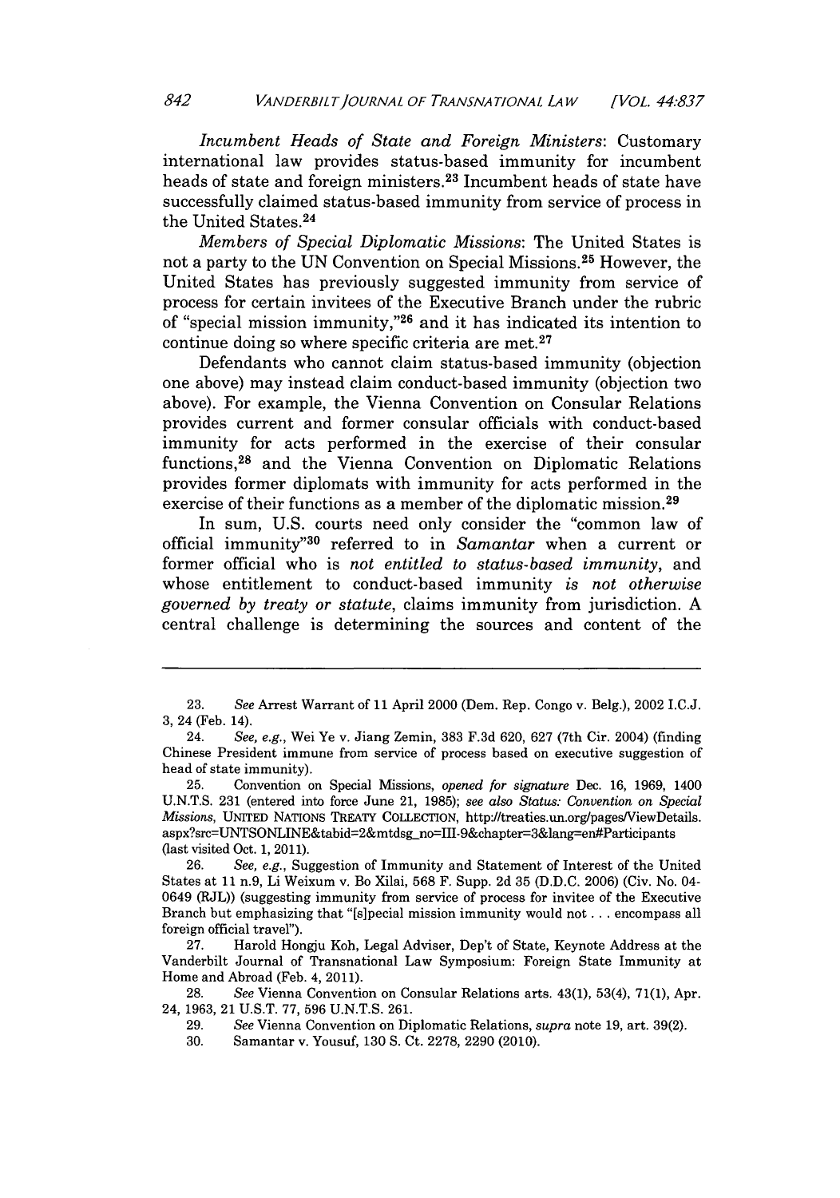*Incumbent Heads of State and Foreign Ministers*: Customary international law provides status-based immunity for incumbent heads of state and foreign ministers.[23] Incumbent heads of state have successfully claimed status-based immunity from service of process in the United States.[24]

*Members of Special Diplomatic Missions*: The United States is not a party to the UN Convention on Special Missions.[25] However, the United States has previously suggested immunity from service of process for certain invitees of the Executive Branch under the rubric of "special mission immunity,"[26] and it has indicated its intention to continue doing so where specific criteria are met.[27]

Defendants who cannot claim status-based immunity (objection one above) may instead claim conduct-based immunity (objection two above). For example, the Vienna Convention on Consular Relations provides current and former consular officials with conduct-based immunity for acts performed in the exercise of their consular functions,[28] and the Vienna Convention on Diplomatic Relations provides former diplomats with immunity for acts performed in the exercise of their functions as a member of the diplomatic mission.[29]

In sum, U.S. courts need only consider the "common law of official immunity"[30] referred to in *Samantar* when a current or former official who is *not entitled to status-based immunity*, and whose entitlement to conduct-based immunity *is not otherwise governed by treaty or statute*, claims immunity from jurisdiction. A central challenge is determining the sources and content of the

---

23. *See* Arrest Warrant of 11 April 2000 (Dem. Rep. Congo v. Belg.), 2002 I.C.J. 3, 24 (Feb. 14).

24. *See, e.g.*, Wei Ye v. Jiang Zemin, 383 F.3d 620, 627 (7th Cir. 2004) (finding Chinese President immune from service of process based on executive suggestion of head of state immunity).

25. Convention on Special Missions, *opened for signature* Dec. 16, 1969, 1400 U.N.T.S. 231 (entered into force June 21, 1985); *see also Status: Convention on Special Missions*, UNITED NATIONS TREATY COLLECTION, http://treaties.un.org/pages/ViewDetails.aspx?src=UNTSONLINE&tabid=2&mtdsg_no=III-9&chapter=3&lang=en#Participants (last visited Oct. 1, 2011).

26. *See, e.g.*, Suggestion of Immunity and Statement of Interest of the United States at 11 n.9, Li Weixum v. Bo Xilai, 568 F. Supp. 2d 35 (D.D.C. 2006) (Civ. No. 04-0649 (RJL)) (suggesting immunity from service of process for invitee of the Executive Branch but emphasizing that "[s]pecial mission immunity would not . . . encompass all foreign official travel").

27. Harold Hongju Koh, Legal Adviser, Dep't of State, Keynote Address at the Vanderbilt Journal of Transnational Law Symposium: Foreign State Immunity at Home and Abroad (Feb. 4, 2011).

28. *See* Vienna Convention on Consular Relations arts. 43(1), 53(4), 71(1), Apr. 24, 1963, 21 U.S.T. 77, 596 U.N.T.S. 261.

29. *See* Vienna Convention on Diplomatic Relations, *supra* note 19, art. 39(2).

30. Samantar v. Yousuf, 130 S. Ct. 2278, 2290 (2010).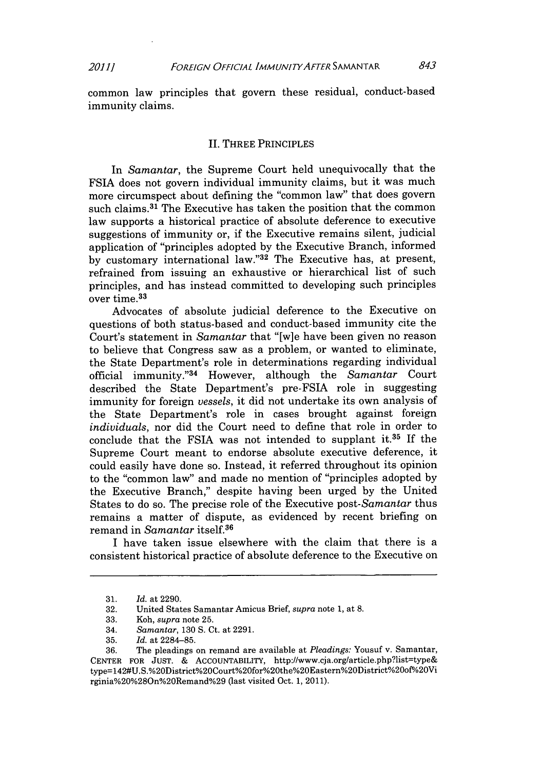common law principles that govern these residual, conduct-based immunity claims.

## II. THREE PRINCIPLES

In *Samantar*, the Supreme Court held unequivocally that the FSIA does not govern individual immunity claims, but it was much more circumspect about defining the "common law" that does govern such claims.[31] The Executive has taken the position that the common law supports a historical practice of absolute deference to executive suggestions of immunity or, if the Executive remains silent, judicial application of "principles adopted by the Executive Branch, informed by customary international law."[32] The Executive has, at present, refrained from issuing an exhaustive or hierarchical list of such principles, and has instead committed to developing such principles over time.[33]

Advocates of absolute judicial deference to the Executive on questions of both status-based and conduct-based immunity cite the Court's statement in *Samantar* that "[w]e have been given no reason to believe that Congress saw as a problem, or wanted to eliminate, the State Department's role in determinations regarding individual official immunity."[34] However, although the *Samantar* Court described the State Department's pre-FSIA role in suggesting immunity for foreign *vessels*, it did not undertake its own analysis of the State Department's role in cases brought against foreign *individuals*, nor did the Court need to define that role in order to conclude that the FSIA was not intended to supplant it.[35] If the Supreme Court meant to endorse absolute executive deference, it could easily have done so. Instead, it referred throughout its opinion to the "common law" and made no mention of "principles adopted by the Executive Branch," despite having been urged by the United States to do so. The precise role of the Executive post-*Samantar* thus remains a matter of dispute, as evidenced by recent briefing on remand in *Samantar* itself.[36]

I have taken issue elsewhere with the claim that there is a consistent historical practice of absolute deference to the Executive on

---

31. *Id.* at 2290.
32. United States Samantar Amicus Brief, *supra* note 1, at 8.
33. Koh, *supra* note 25.
34. *Samantar*, 130 S. Ct. at 2291.
35. *Id.* at 2284–85.
36. The pleadings on remand are available at *Pleadings:* Yousuf v. Samantar, CENTER FOR JUST. & ACCOUNTABILITY, http://www.cja.org/article.php?list=type&type=142#U.S.%20District%20Court%20for%20the%20Eastern%20District%20of%20Virginia%20%28On%20Remand%29 (last visited Oct. 1, 2011).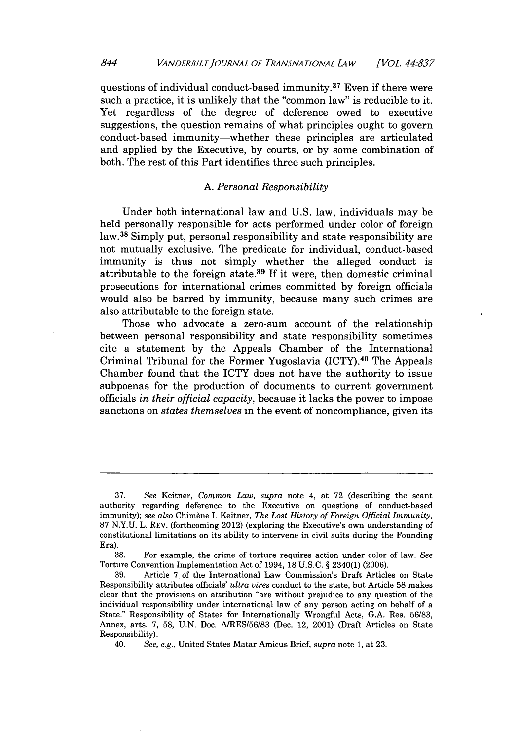questions of individual conduct-based immunity.[37] Even if there were such a practice, it is unlikely that the "common law" is reducible to it. Yet regardless of the degree of deference owed to executive suggestions, the question remains of what principles ought to govern conduct-based immunity—whether these principles are articulated and applied by the Executive, by courts, or by some combination of both. The rest of this Part identifies three such principles.

### A. *Personal Responsibility*

Under both international law and U.S. law, individuals may be held personally responsible for acts performed under color of foreign law.[38] Simply put, personal responsibility and state responsibility are not mutually exclusive. The predicate for individual, conduct-based immunity is thus not simply whether the alleged conduct is attributable to the foreign state.[39] If it were, then domestic criminal prosecutions for international crimes committed by foreign officials would also be barred by immunity, because many such crimes are also attributable to the foreign state.

Those who advocate a zero-sum account of the relationship between personal responsibility and state responsibility sometimes cite a statement by the Appeals Chamber of the International Criminal Tribunal for the Former Yugoslavia (ICTY).[40] The Appeals Chamber found that the ICTY does not have the authority to issue subpoenas for the production of documents to current government officials *in their official capacity*, because it lacks the power to impose sanctions on *states themselves* in the event of noncompliance, given its

---

37. *See* Keitner, *Common Law*, *supra* note 4, at 72 (describing the scant authority regarding deference to the Executive on questions of conduct-based immunity); *see also* Chimène I. Keitner, *The Lost History of Foreign Official Immunity*, 87 N.Y.U. L. REV. (forthcoming 2012) (exploring the Executive's own understanding of constitutional limitations on its ability to intervene in civil suits during the Founding Era).

38. For example, the crime of torture requires action under color of law. *See* Torture Convention Implementation Act of 1994, 18 U.S.C. § 2340(1) (2006).

39. Article 7 of the International Law Commission's Draft Articles on State Responsibility attributes officials' *ultra vires* conduct to the state, but Article 58 makes clear that the provisions on attribution "are without prejudice to any question of the individual responsibility under international law of any person acting on behalf of a State." Responsibility of States for Internationally Wrongful Acts, G.A. Res. 56/83, Annex, arts. 7, 58, U.N. Doc. A/RES/56/83 (Dec. 12, 2001) (Draft Articles on State Responsibility).

40. *See, e.g.*, United States Matar Amicus Brief, *supra* note 1, at 23.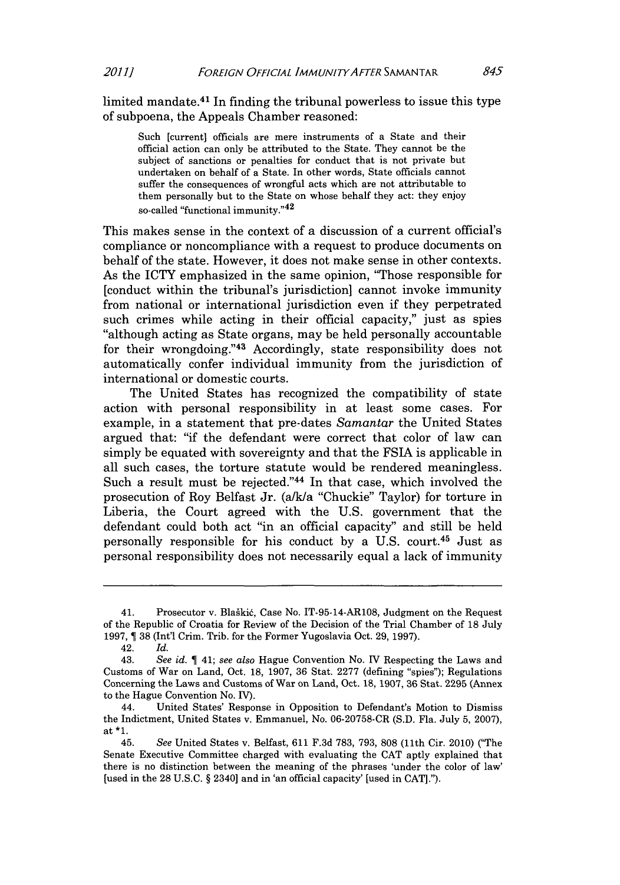limited mandate.[41] In finding the tribunal powerless to issue this type of subpoena, the Appeals Chamber reasoned:

> Such [current] officials are mere instruments of a State and their official action can only be attributed to the State. They cannot be the subject of sanctions or penalties for conduct that is not private but undertaken on behalf of a State. In other words, State officials cannot suffer the consequences of wrongful acts which are not attributable to them personally but to the State on whose behalf they act: they enjoy so-called "functional immunity."[42]

This makes sense in the context of a discussion of a current official's compliance or noncompliance with a request to produce documents on behalf of the state. However, it does not make sense in other contexts. As the ICTY emphasized in the same opinion, "Those responsible for [conduct within the tribunal's jurisdiction] cannot invoke immunity from national or international jurisdiction even if they perpetrated such crimes while acting in their official capacity," just as spies "although acting as State organs, may be held personally accountable for their wrongdoing."[43] Accordingly, state responsibility does not automatically confer individual immunity from the jurisdiction of international or domestic courts.

The United States has recognized the compatibility of state action with personal responsibility in at least some cases. For example, in a statement that pre-dates *Samantar* the United States argued that: "if the defendant were correct that color of law can simply be equated with sovereignty and that the FSIA is applicable in all such cases, the torture statute would be rendered meaningless. Such a result must be rejected."[44] In that case, which involved the prosecution of Roy Belfast Jr. (a/k/a "Chuckie" Taylor) for torture in Liberia, the Court agreed with the U.S. government that the defendant could both act "in an official capacity" and still be held personally responsible for his conduct by a U.S. court.[45] Just as personal responsibility does not necessarily equal a lack of immunity

---

41. Prosecutor v. Blaškić, Case No. IT-95-14-AR108, Judgment on the Request of the Republic of Croatia for Review of the Decision of the Trial Chamber of 18 July 1997, ¶ 38 (Int'l Crim. Trib. for the Former Yugoslavia Oct. 29, 1997).

42. *Id.*

43. *See id.* ¶ 41; *see also* Hague Convention No. IV Respecting the Laws and Customs of War on Land, Oct. 18, 1907, 36 Stat. 2277 (defining "spies"); Regulations Concerning the Laws and Customs of War on Land, Oct. 18, 1907, 36 Stat. 2295 (Annex to the Hague Convention No. IV).

44. United States' Response in Opposition to Defendant's Motion to Dismiss the Indictment, United States v. Emmanuel, No. 06-20758-CR (S.D. Fla. July 5, 2007), at *1.

45. *See* United States v. Belfast, 611 F.3d 783, 793, 808 (11th Cir. 2010) ("The Senate Executive Committee charged with evaluating the CAT aptly explained that there is no distinction between the meaning of the phrases 'under the color of law' [used in the 28 U.S.C. § 2340] and in 'an official capacity' [used in CAT].").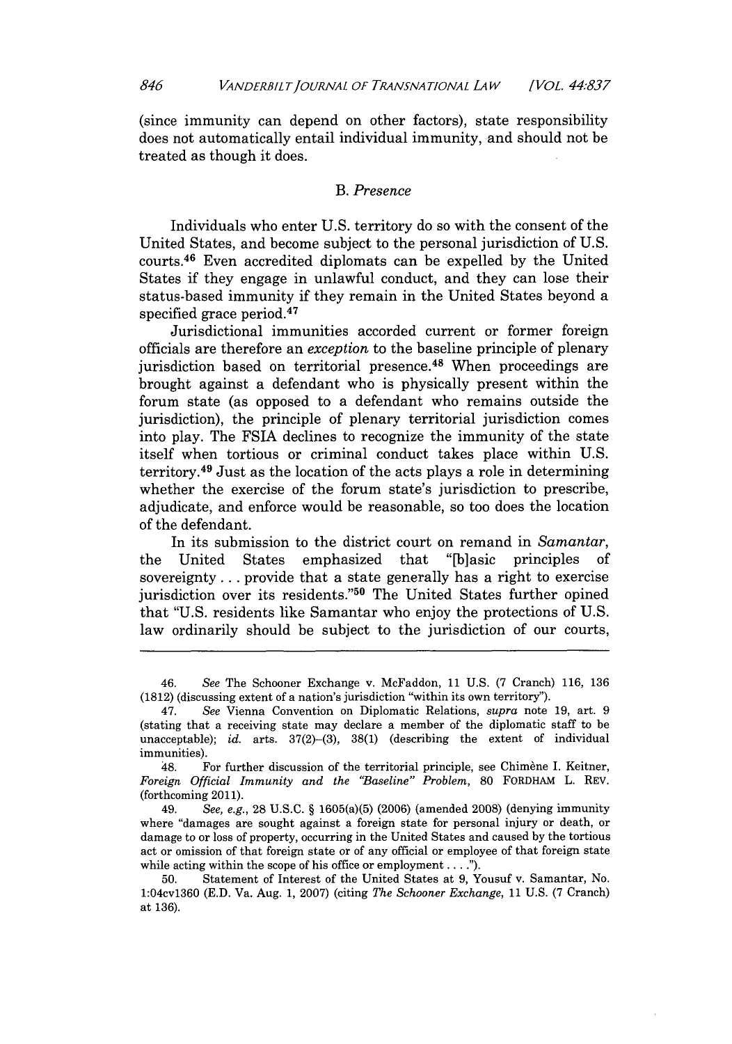(since immunity can depend on other factors), state responsibility does not automatically entail individual immunity, and should not be treated as though it does.

### B. *Presence*

Individuals who enter U.S. territory do so with the consent of the United States, and become subject to the personal jurisdiction of U.S. courts.[46] Even accredited diplomats can be expelled by the United States if they engage in unlawful conduct, and they can lose their status-based immunity if they remain in the United States beyond a specified grace period.[47]

Jurisdictional immunities accorded current or former foreign officials are therefore an *exception* to the baseline principle of plenary jurisdiction based on territorial presence.[48] When proceedings are brought against a defendant who is physically present within the forum state (as opposed to a defendant who remains outside the jurisdiction), the principle of plenary territorial jurisdiction comes into play. The FSIA declines to recognize the immunity of the state itself when tortious or criminal conduct takes place within U.S. territory.[49] Just as the location of the acts plays a role in determining whether the exercise of the forum state's jurisdiction to prescribe, adjudicate, and enforce would be reasonable, so too does the location of the defendant.

In its submission to the district court on remand in *Samantar*, the United States emphasized that "[b]asic principles of sovereignty . . . provide that a state generally has a right to exercise jurisdiction over its residents."[50] The United States further opined that "U.S. residents like Samantar who enjoy the protections of U.S. law ordinarily should be subject to the jurisdiction of our courts,

---

46. *See* The Schooner Exchange v. McFaddon, 11 U.S. (7 Cranch) 116, 136 (1812) (discussing extent of a nation's jurisdiction "within its own territory").

47. *See* Vienna Convention on Diplomatic Relations, *supra* note 19, art. 9 (stating that a receiving state may declare a member of the diplomatic staff to be unacceptable); *id.* arts. 37(2)–(3), 38(1) (describing the extent of individual immunities).

48. For further discussion of the territorial principle, see Chimène I. Keitner, *Foreign Official Immunity and the "Baseline" Problem*, 80 FORDHAM L. REV. (forthcoming 2011).

49. *See, e.g.*, 28 U.S.C. § 1605(a)(5) (2006) (amended 2008) (denying immunity where "damages are sought against a foreign state for personal injury or death, or damage to or loss of property, occurring in the United States and caused by the tortious act or omission of that foreign state or of any official or employee of that foreign state while acting within the scope of his office or employment . . . .").

50. Statement of Interest of the United States at 9, Yousuf v. Samantar, No. 1:04cv1360 (E.D. Va. Aug. 1, 2007) (citing *The Schooner Exchange*, 11 U.S. (7 Cranch) at 136).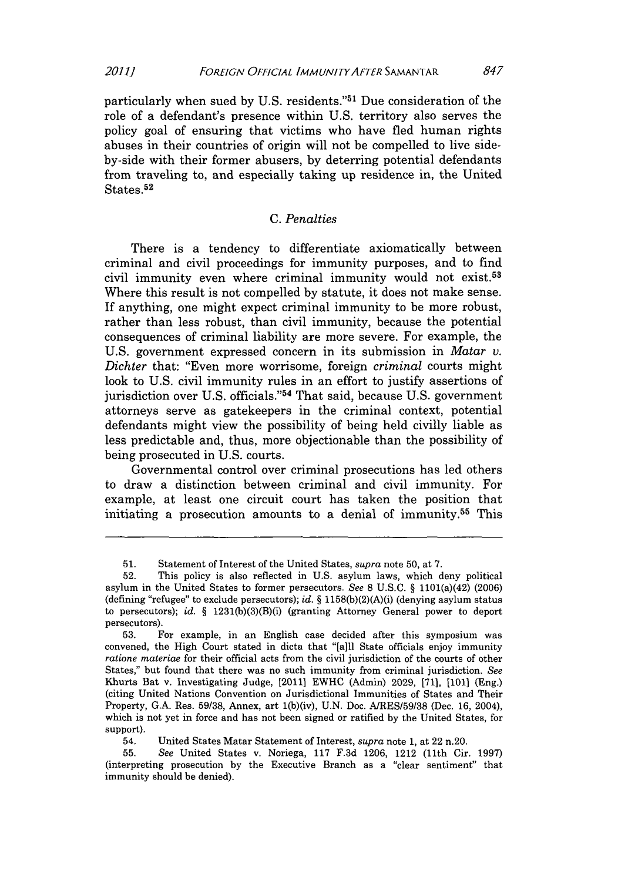particularly when sued by U.S. residents."[51] Due consideration of the role of a defendant's presence within U.S. territory also serves the policy goal of ensuring that victims who have fled human rights abuses in their countries of origin will not be compelled to live side-by-side with their former abusers, by deterring potential defendants from traveling to, and especially taking up residence in, the United States.[52]

### C. *Penalties*

There is a tendency to differentiate axiomatically between criminal and civil proceedings for immunity purposes, and to find civil immunity even where criminal immunity would not exist.[53] Where this result is not compelled by statute, it does not make sense. If anything, one might expect criminal immunity to be more robust, rather than less robust, than civil immunity, because the potential consequences of criminal liability are more severe. For example, the U.S. government expressed concern in its submission in *Matar v. Dichter* that: "Even more worrisome, foreign *criminal* courts might look to U.S. civil immunity rules in an effort to justify assertions of jurisdiction over U.S. officials."[54] That said, because U.S. government attorneys serve as gatekeepers in the criminal context, potential defendants might view the possibility of being held civilly liable as less predictable and, thus, more objectionable than the possibility of being prosecuted in U.S. courts.

Governmental control over criminal prosecutions has led others to draw a distinction between criminal and civil immunity. For example, at least one circuit court has taken the position that initiating a prosecution amounts to a denial of immunity.[55] This

---

51. Statement of Interest of the United States, *supra* note 50, at 7.

52. This policy is also reflected in U.S. asylum laws, which deny political asylum in the United States to former persecutors. *See* 8 U.S.C. § 1101(a)(42) (2006) (defining "refugee" to exclude persecutors); *id.* § 1158(b)(2)(A)(i) (denying asylum status to persecutors); *id.* § 1231(b)(3)(B)(i) (granting Attorney General power to deport persecutors).

53. For example, in an English case decided after this symposium was convened, the High Court stated in dicta that "[a]ll State officials enjoy immunity *ratione materiae* for their official acts from the civil jurisdiction of the courts of other States," but found that there was no such immunity from criminal jurisdiction. *See* Khurts Bat v. Investigating Judge, [2011] EWHC (Admin) 2029, [71], [101] (Eng.) (citing United Nations Convention on Jurisdictional Immunities of States and Their Property, G.A. Res. 59/38, Annex, art 1(b)(iv), U.N. Doc. A/RES/59/38 (Dec. 16, 2004), which is not yet in force and has not been signed or ratified by the United States, for support).

54. United States Matar Statement of Interest, *supra* note 1, at 22 n.20.

55. *See* United States v. Noriega, 117 F.3d 1206, 1212 (11th Cir. 1997) (interpreting prosecution by the Executive Branch as a "clear sentiment" that immunity should be denied).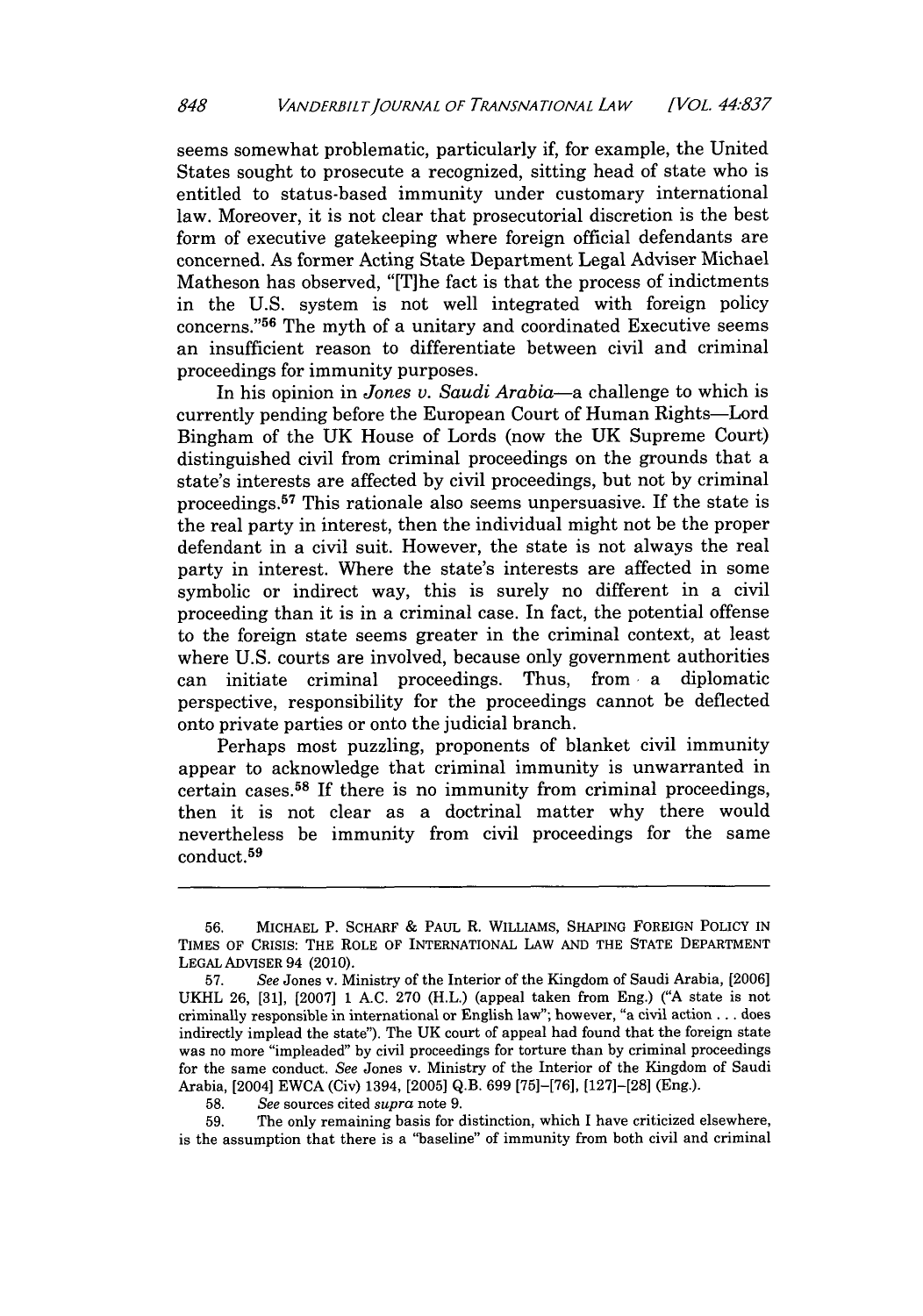seems somewhat problematic, particularly if, for example, the United States sought to prosecute a recognized, sitting head of state who is entitled to status-based immunity under customary international law. Moreover, it is not clear that prosecutorial discretion is the best form of executive gatekeeping where foreign official defendants are concerned. As former Acting State Department Legal Adviser Michael Matheson has observed, "[T]he fact is that the process of indictments in the U.S. system is not well integrated with foreign policy concerns."[56] The myth of a unitary and coordinated Executive seems an insufficient reason to differentiate between civil and criminal proceedings for immunity purposes.

In his opinion in *Jones v. Saudi Arabia*—a challenge to which is currently pending before the European Court of Human Rights—Lord Bingham of the UK House of Lords (now the UK Supreme Court) distinguished civil from criminal proceedings on the grounds that a state's interests are affected by civil proceedings, but not by criminal proceedings.[57] This rationale also seems unpersuasive. If the state is the real party in interest, then the individual might not be the proper defendant in a civil suit. However, the state is not always the real party in interest. Where the state's interests are affected in some symbolic or indirect way, this is surely no different in a civil proceeding than it is in a criminal case. In fact, the potential offense to the foreign state seems greater in the criminal context, at least where U.S. courts are involved, because only government authorities can initiate criminal proceedings. Thus, from a diplomatic perspective, responsibility for the proceedings cannot be deflected onto private parties or onto the judicial branch.

Perhaps most puzzling, proponents of blanket civil immunity appear to acknowledge that criminal immunity is unwarranted in certain cases.[58] If there is no immunity from criminal proceedings, then it is not clear as a doctrinal matter why there would nevertheless be immunity from civil proceedings for the same conduct.[59]

---

56. MICHAEL P. SCHARF & PAUL R. WILLIAMS, SHAPING FOREIGN POLICY IN TIMES OF CRISIS: THE ROLE OF INTERNATIONAL LAW AND THE STATE DEPARTMENT LEGAL ADVISER 94 (2010).

57. *See* Jones v. Ministry of the Interior of the Kingdom of Saudi Arabia, [2006] UKHL 26, [31], [2007] 1 A.C. 270 (H.L.) (appeal taken from Eng.) ("A state is not criminally responsible in international or English law"; however, "a civil action . . . does indirectly implead the state"). The UK court of appeal had found that the foreign state was no more "impleaded" by civil proceedings for torture than by criminal proceedings for the same conduct. *See* Jones v. Ministry of the Interior of the Kingdom of Saudi Arabia, [2004] EWCA (Civ) 1394, [2005] Q.B. 699 [75]–[76], [127]–[28] (Eng.).

58. *See* sources cited *supra* note 9.

59. The only remaining basis for distinction, which I have criticized elsewhere, is the assumption that there is a "baseline" of immunity from both civil and criminal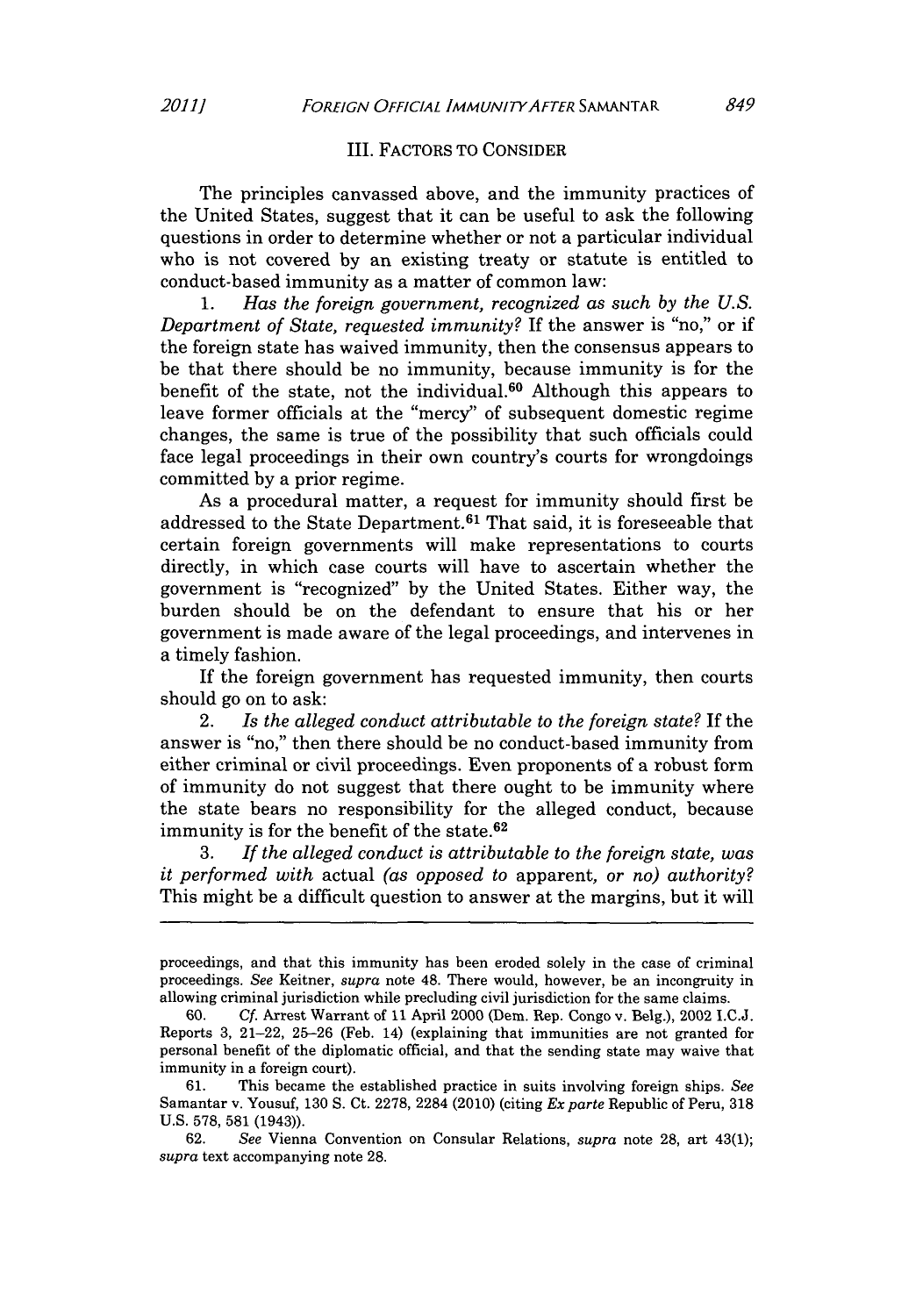### III. FACTORS TO CONSIDER

The principles canvassed above, and the immunity practices of the United States, suggest that it can be useful to ask the following questions in order to determine whether or not a particular individual who is not covered by an existing treaty or statute is entitled to conduct-based immunity as a matter of common law:

1. *Has the foreign government, recognized as such by the U.S. Department of State, requested immunity?* If the answer is "no," or if the foreign state has waived immunity, then the consensus appears to be that there should be no immunity, because immunity is for the benefit of the state, not the individual.[60] Although this appears to leave former officials at the "mercy" of subsequent domestic regime changes, the same is true of the possibility that such officials could face legal proceedings in their own country's courts for wrongdoings committed by a prior regime.

As a procedural matter, a request for immunity should first be addressed to the State Department.[61] That said, it is foreseeable that certain foreign governments will make representations to courts directly, in which case courts will have to ascertain whether the government is "recognized" by the United States. Either way, the burden should be on the defendant to ensure that his or her government is made aware of the legal proceedings, and intervenes in a timely fashion.

If the foreign government has requested immunity, then courts should go on to ask:

2. *Is the alleged conduct attributable to the foreign state?* If the answer is "no," then there should be no conduct-based immunity from either criminal or civil proceedings. Even proponents of a robust form of immunity do not suggest that there ought to be immunity where the state bears no responsibility for the alleged conduct, because immunity is for the benefit of the state.[62]

3. *If the alleged conduct is attributable to the foreign state, was it performed with* actual *(as opposed to* apparent, *or no) authority?* This might be a difficult question to answer at the margins, but it will

---

proceedings, and that this immunity has been eroded solely in the case of criminal proceedings. *See* Keitner, *supra* note 48. There would, however, be an incongruity in allowing criminal jurisdiction while precluding civil jurisdiction for the same claims.

60. *Cf.* Arrest Warrant of 11 April 2000 (Dem. Rep. Congo v. Belg.), 2002 I.C.J. Reports 3, 21–22, 25–26 (Feb. 14) (explaining that immunities are not granted for personal benefit of the diplomatic official, and that the sending state may waive that immunity in a foreign court).

61. This became the established practice in suits involving foreign ships. *See* Samantar v. Yousuf, 130 S. Ct. 2278, 2284 (2010) (citing *Ex parte* Republic of Peru, 318 U.S. 578, 581 (1943)).

62. *See* Vienna Convention on Consular Relations, *supra* note 28, art 43(1); *supra* text accompanying note 28.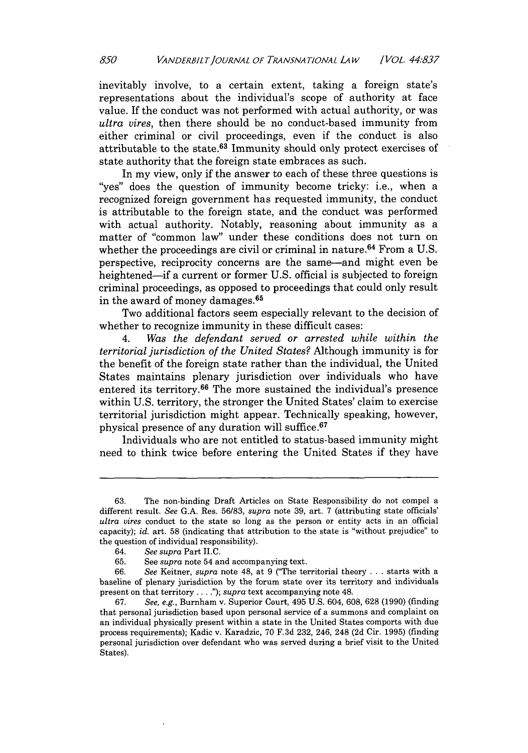inevitably involve, to a certain extent, taking a foreign state's representations about the individual's scope of authority at face value. If the conduct was not performed with actual authority, or was *ultra vires*, then there should be no conduct-based immunity from either criminal or civil proceedings, even if the conduct is also attributable to the state.[63] Immunity should only protect exercises of state authority that the foreign state embraces as such.

In my view, only if the answer to each of these three questions is "yes" does the question of immunity become tricky: i.e., when a recognized foreign government has requested immunity, the conduct is attributable to the foreign state, and the conduct was performed with actual authority. Notably, reasoning about immunity as a matter of "common law" under these conditions does not turn on whether the proceedings are civil or criminal in nature.[64] From a U.S. perspective, reciprocity concerns are the same—and might even be heightened—if a current or former U.S. official is subjected to foreign criminal proceedings, as opposed to proceedings that could only result in the award of money damages.[65]

Two additional factors seem especially relevant to the decision of whether to recognize immunity in these difficult cases:

4. *Was the defendant served or arrested while within the territorial jurisdiction of the United States?* Although immunity is for the benefit of the foreign state rather than the individual, the United States maintains plenary jurisdiction over individuals who have entered its territory.[66] The more sustained the individual's presence within U.S. territory, the stronger the United States' claim to exercise territorial jurisdiction might appear. Technically speaking, however, physical presence of any duration will suffice.[67]

Individuals who are not entitled to status-based immunity might need to think twice before entering the United States if they have

---

63. The non-binding Draft Articles on State Responsibility do not compel a different result. *See* G.A. Res. 56/83, *supra* note 39, art. 7 (attributing state officials' *ultra vires* conduct to the state so long as the person or entity acts in an official capacity); *id.* art. 58 (indicating that attribution to the state is "without prejudice" to the question of individual responsibility).

64. *See supra* Part II.C.

65. See *supra* note 54 and accompanying text.

66. *See* Keitner, *supra* note 48, at 9 ("The territorial theory . . . starts with a baseline of plenary jurisdiction by the forum state over its territory and individuals present on that territory . . . ."); *supra* text accompanying note 48.

67. *See, e.g.*, Burnham v. Superior Court, 495 U.S. 604, 608, 628 (1990) (finding that personal jurisdiction based upon personal service of a summons and complaint on an individual physically present within a state in the United States comports with due process requirements); Kadic v. Karadzic, 70 F.3d 232, 246, 248 (2d Cir. 1995) (finding personal jurisdiction over defendant who was served during a brief visit to the United States).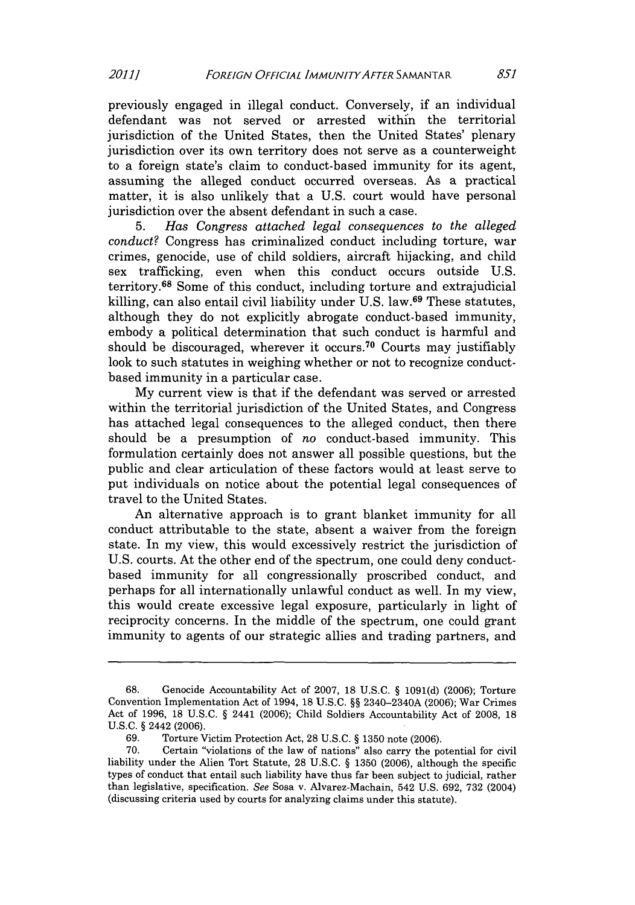previously engaged in illegal conduct. Conversely, if an individual defendant was not served or arrested within the territorial jurisdiction of the United States, then the United States' plenary jurisdiction over its own territory does not serve as a counterweight to a foreign state's claim to conduct-based immunity for its agent, assuming the alleged conduct occurred overseas. As a practical matter, it is also unlikely that a U.S. court would have personal jurisdiction over the absent defendant in such a case.

5. *Has Congress attached legal consequences to the alleged conduct?* Congress has criminalized conduct including torture, war crimes, genocide, use of child soldiers, aircraft hijacking, and child sex trafficking, even when this conduct occurs outside U.S. territory.[68] Some of this conduct, including torture and extrajudicial killing, can also entail civil liability under U.S. law.[69] These statutes, although they do not explicitly abrogate conduct-based immunity, embody a political determination that such conduct is harmful and should be discouraged, wherever it occurs.[70] Courts may justifiably look to such statutes in weighing whether or not to recognize conduct-based immunity in a particular case.

My current view is that if the defendant was served or arrested within the territorial jurisdiction of the United States, and Congress has attached legal consequences to the alleged conduct, then there should be a presumption of *no* conduct-based immunity. This formulation certainly does not answer all possible questions, but the public and clear articulation of these factors would at least serve to put individuals on notice about the potential legal consequences of travel to the United States.

An alternative approach is to grant blanket immunity for all conduct attributable to the state, absent a waiver from the foreign state. In my view, this would excessively restrict the jurisdiction of U.S. courts. At the other end of the spectrum, one could deny conduct-based immunity for all congressionally proscribed conduct, and perhaps for all internationally unlawful conduct as well. In my view, this would create excessive legal exposure, particularly in light of reciprocity concerns. In the middle of the spectrum, one could grant immunity to agents of our strategic allies and trading partners, and

---

68. Genocide Accountability Act of 2007, 18 U.S.C. § 1091(d) (2006); Torture Convention Implementation Act of 1994, 18 U.S.C. §§ 2340–2340A (2006); War Crimes Act of 1996, 18 U.S.C. § 2441 (2006); Child Soldiers Accountability Act of 2008, 18 U.S.C. § 2442 (2006).

69. Torture Victim Protection Act, 28 U.S.C. § 1350 note (2006).

70. Certain "violations of the law of nations" also carry the potential for civil liability under the Alien Tort Statute, 28 U.S.C. § 1350 (2006), although the specific types of conduct that entail such liability have thus far been subject to judicial, rather than legislative, specification. *See* Sosa v. Alvarez-Machain, 542 U.S. 692, 732 (2004) (discussing criteria used by courts for analyzing claims under this statute).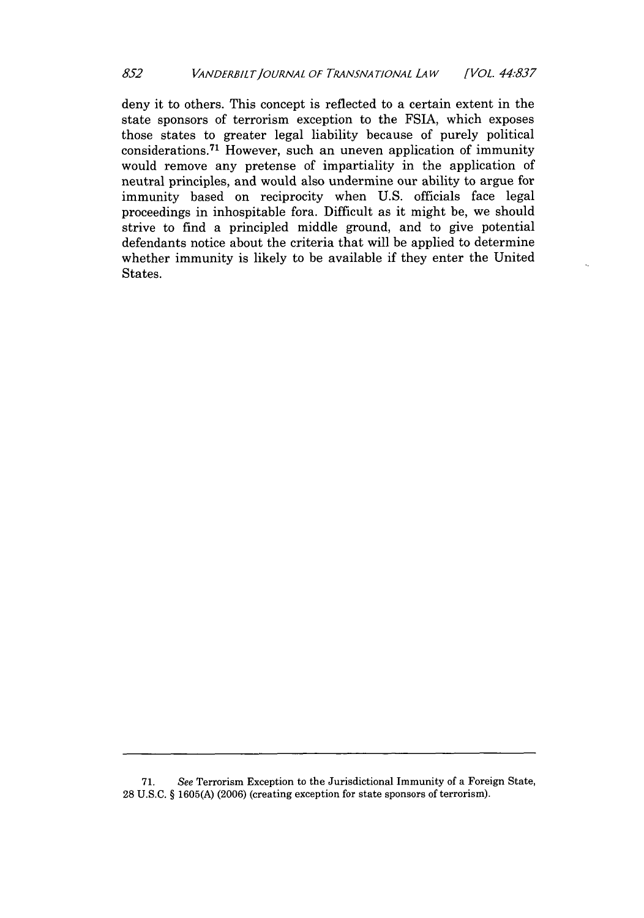deny it to others. This concept is reflected to a certain extent in the state sponsors of terrorism exception to the FSIA, which exposes those states to greater legal liability because of purely political considerations.[71] However, such an uneven application of immunity would remove any pretense of impartiality in the application of neutral principles, and would also undermine our ability to argue for immunity based on reciprocity when U.S. officials face legal proceedings in inhospitable fora. Difficult as it might be, we should strive to find a principled middle ground, and to give potential defendants notice about the criteria that will be applied to determine whether immunity is likely to be available if they enter the United States.

---

71. *See* Terrorism Exception to the Jurisdictional Immunity of a Foreign State, 28 U.S.C. § 1605(A) (2006) (creating exception for state sponsors of terrorism).